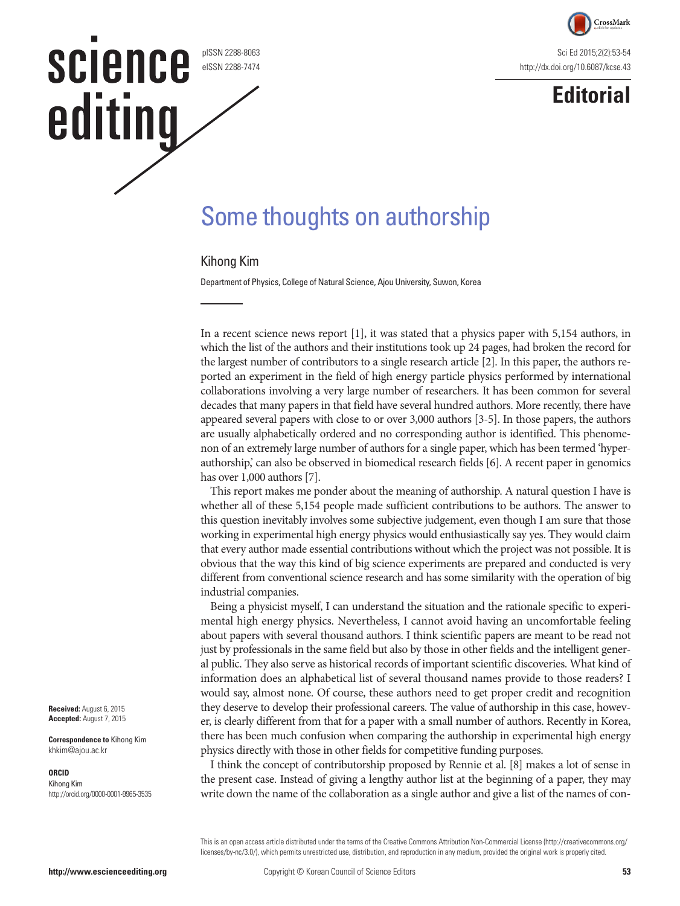Editorial

# Some thoughts on authorship

Kihong Kim

Department of Physics, College of Natural Science, Ajou University, Suwon, Korea

**Received:** August 6, 2015
**Accepted:** August 7, 2015

**Correspondence to** Kihong Kim
khkim@ajou.ac.kr

**ORCID**
Kihong Kim
http://orcid.org/0000-0001-9965-3535

In a recent science news report [1], it was stated that a physics paper with 5,154 authors, in which the list of the authors and their institutions took up 24 pages, had broken the record for the largest number of contributors to a single research article [2]. In this paper, the authors reported an experiment in the field of high energy particle physics performed by international collaborations involving a very large number of researchers. It has been common for several decades that many papers in that field have several hundred authors. More recently, there have appeared several papers with close to or over 3,000 authors [3-5]. In those papers, the authors are usually alphabetically ordered and no corresponding author is identified. This phenomenon of an extremely large number of authors for a single paper, which has been termed 'hyperauthorship,' can also be observed in biomedical research fields [6]. A recent paper in genomics has over 1,000 authors [7].

This report makes me ponder about the meaning of authorship. A natural question I have is whether all of these 5,154 people made sufficient contributions to be authors. The answer to this question inevitably involves some subjective judgement, even though I am sure that those working in experimental high energy physics would enthusiastically say yes. They would claim that every author made essential contributions without which the project was not possible. It is obvious that the way this kind of big science experiments are prepared and conducted is very different from conventional science research and has some similarity with the operation of big industrial companies.

Being a physicist myself, I can understand the situation and the rationale specific to experimental high energy physics. Nevertheless, I cannot avoid having an uncomfortable feeling about papers with several thousand authors. I think scientific papers are meant to be read not just by professionals in the same field but also by those in other fields and the intelligent general public. They also serve as historical records of important scientific discoveries. What kind of information does an alphabetical list of several thousand names provide to those readers? I would say, almost none. Of course, these authors need to get proper credit and recognition they deserve to develop their professional careers. The value of authorship in this case, however, is clearly different from that for a paper with a small number of authors. Recently in Korea, there has been much confusion when comparing the authorship in experimental high energy physics directly with those in other fields for competitive funding purposes.

I think the concept of contributorship proposed by Rennie et al. [8] makes a lot of sense in the present case. Instead of giving a lengthy author list at the beginning of a paper, they may write down the name of the collaboration as a single author and give a list of the names of con-

This is an open access article distributed under the terms of the Creative Commons Attribution Non-Commercial License (http://creativecommons.org/licenses/by-nc/3.0/), which permits unrestricted use, distribution, and reproduction in any medium, provided the original work is properly cited.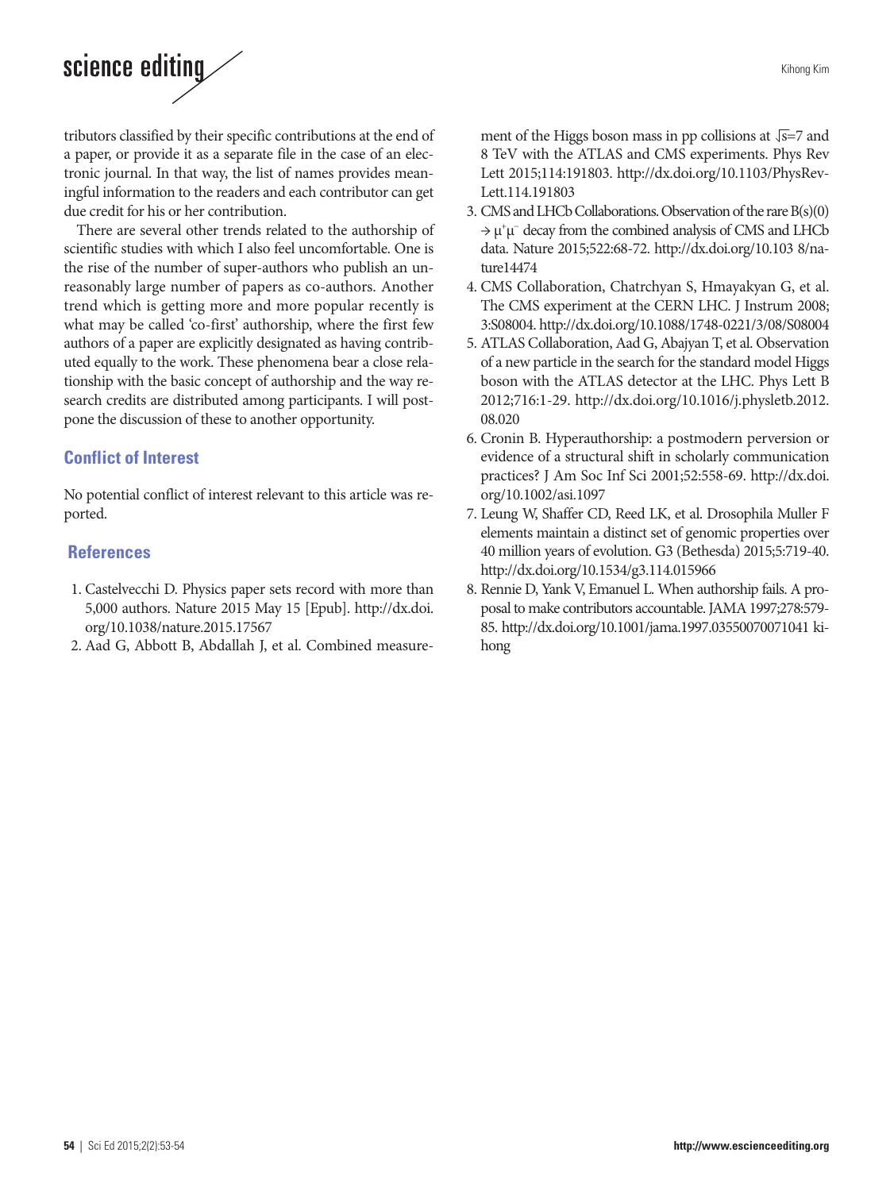tributors classified by their specific contributions at the end of a paper, or provide it as a separate file in the case of an electronic journal. In that way, the list of names provides meaningful information to the readers and each contributor can get due credit for his or her contribution.

There are several other trends related to the authorship of scientific studies with which I also feel uncomfortable. One is the rise of the number of super-authors who publish an unreasonably large number of papers as co-authors. Another trend which is getting more and more popular recently is what may be called 'co-first' authorship, where the first few authors of a paper are explicitly designated as having contributed equally to the work. These phenomena bear a close relationship with the basic concept of authorship and the way research credits are distributed among participants. I will postpone the discussion of these to another opportunity.

## Conflict of Interest

No potential conflict of interest relevant to this article was reported.

## References

1. Castelvecchi D. Physics paper sets record with more than 5,000 authors. Nature 2015 May 15 [Epub]. http://dx.doi.org/10.1038/nature.2015.17567
2. Aad G, Abbott B, Abdallah J, et al. Combined measurement of the Higgs boson mass in pp collisions at $\sqrt{s}$=7 and 8 TeV with the ATLAS and CMS experiments. Phys Rev Lett 2015;114:191803. http://dx.doi.org/10.1103/PhysRevLett.114.191803
3. CMS and LHCb Collaborations. Observation of the rare B(s)(0) → $\mu^+\mu^-$ decay from the combined analysis of CMS and LHCb data. Nature 2015;522:68-72. http://dx.doi.org/10.103 8/nature14474
4. CMS Collaboration, Chatrchyan S, Hmayakyan G, et al. The CMS experiment at the CERN LHC. J Instrum 2008; 3:S08004. http://dx.doi.org/10.1088/1748-0221/3/08/S08004
5. ATLAS Collaboration, Aad G, Abajyan T, et al. Observation of a new particle in the search for the standard model Higgs boson with the ATLAS detector at the LHC. Phys Lett B 2012;716:1-29. http://dx.doi.org/10.1016/j.physletb.2012.08.020
6. Cronin B. Hyperauthorship: a postmodern perversion or evidence of a structural shift in scholarly communication practices? J Am Soc Inf Sci 2001;52:558-69. http://dx.doi.org/10.1002/asi.1097
7. Leung W, Shaffer CD, Reed LK, et al. Drosophila Muller F elements maintain a distinct set of genomic properties over 40 million years of evolution. G3 (Bethesda) 2015;5:719-40. http://dx.doi.org/10.1534/g3.114.015966
8. Rennie D, Yank V, Emanuel L. When authorship fails. A proposal to make contributors accountable. JAMA 1997;278:579-85. http://dx.doi.org/10.1001/jama.1997.03550070071041 kihong